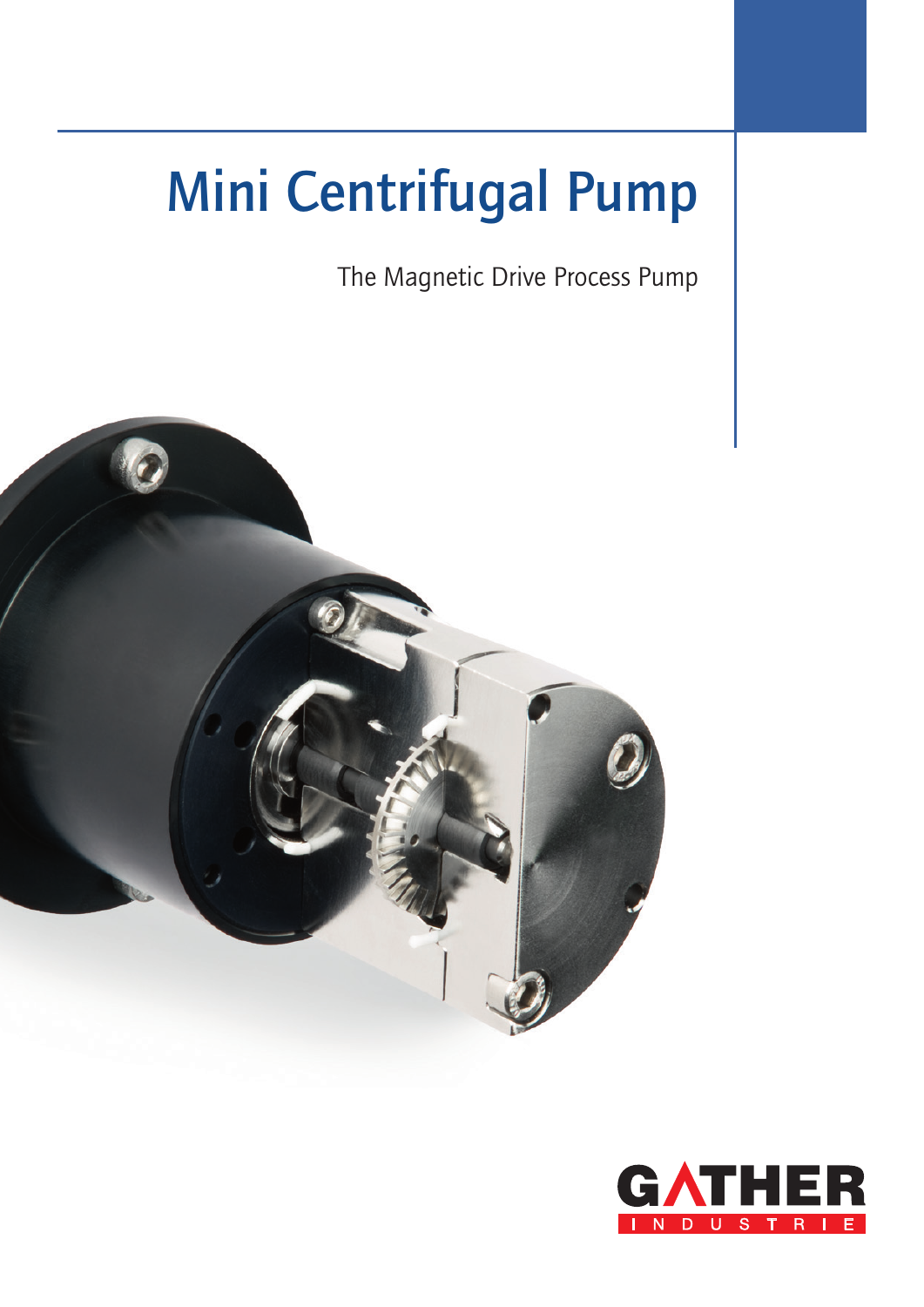# Mini Centrifugal Pump

The Magnetic Drive Process Pump

GATHER INDUSTRIE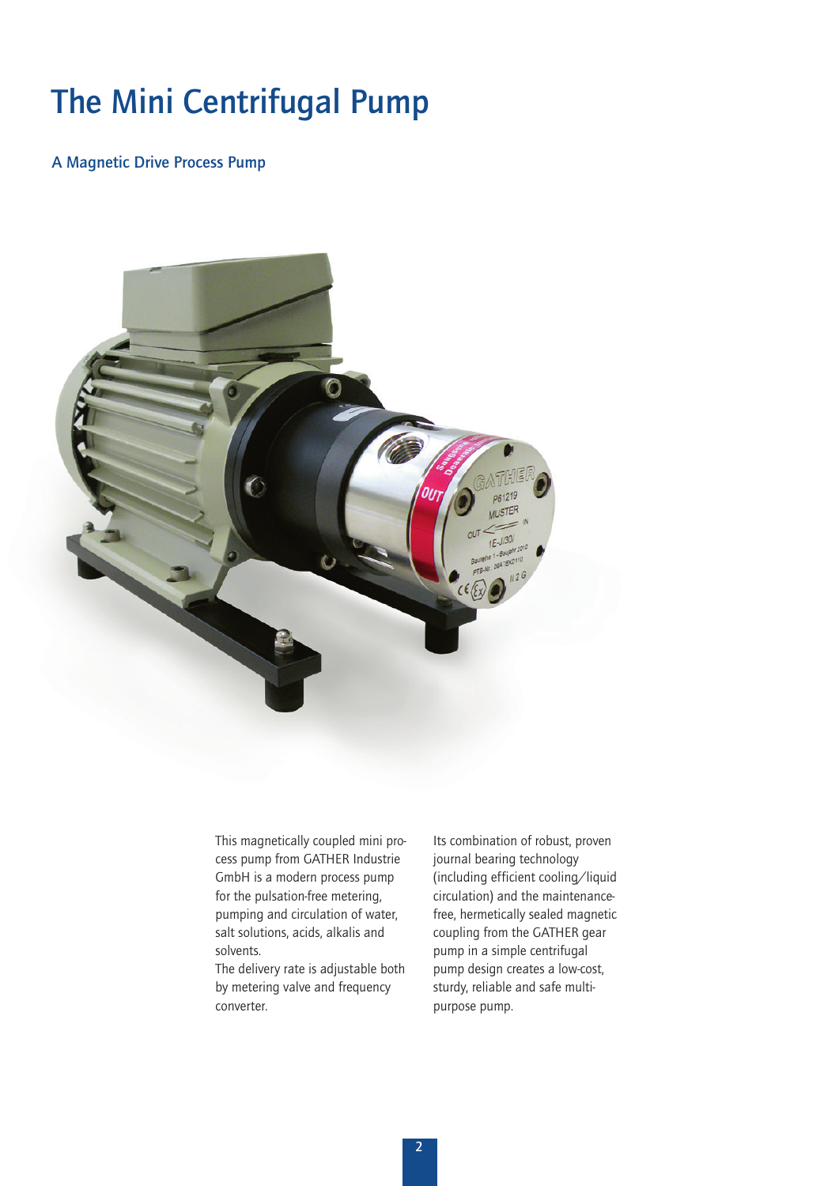# The Mini Centrifugal Pump

### A Magnetic Drive Process Pump

This magnetically coupled mini process pump from GATHER Industrie GmbH is a modern process pump for the pulsation-free metering, pumping and circulation of water, salt solutions, acids, alkalis and solvents.

The delivery rate is adjustable both by metering valve and frequency converter.

Its combination of robust, proven journal bearing technology (including efficient cooling/liquid circulation) and the maintenance-free, hermetically sealed magnetic coupling from the GATHER gear pump in a simple centrifugal pump design creates a low-cost, sturdy, reliable and safe multi-purpose pump.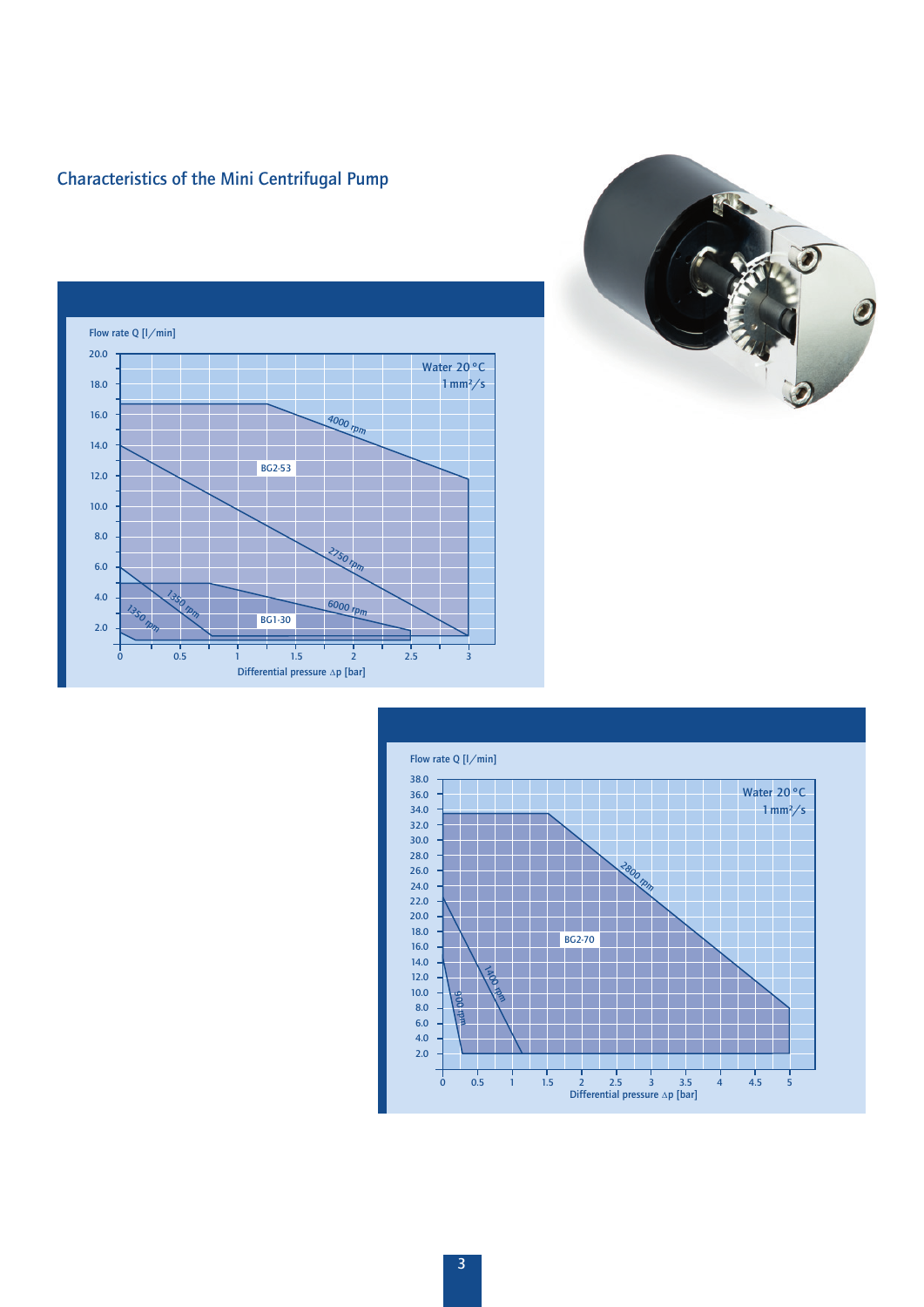## Characteristics of the Mini Centrifugal Pump

Flow rate Q [l/min]

Water 20 °C
1 mm²/s

BG2-53: 4000 rpm, 2750 rpm

BG1-30: 1350 rpm, 1350 rpm, 6000 rpm

Differential pressure ∆p [bar]

Flow rate Q [l/min]

Water 20 °C
1 mm²/s

BG2-70: 2800 rpm, 1400 rpm, 900 rpm

Differential pressure ∆p [bar]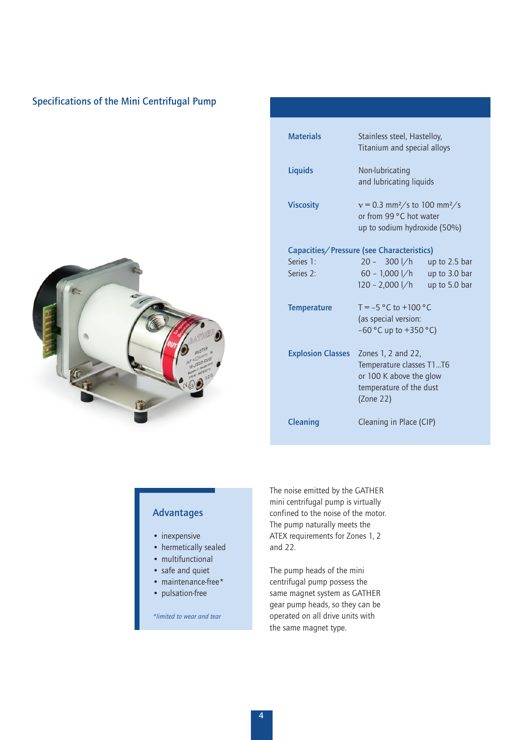## Specifications of the Mini Centrifugal Pump

| | |
|---|---|
| **Materials** | Stainless steel, Hastelloy, Titanium and special alloys |
| **Liquids** | Non-lubricating and lubricating liquids |
| **Viscosity** | $\nu$ = 0.3 mm²/s to 100 mm²/s or from 99 °C hot water up to sodium hydroxide (50%) |

**Capacities/Pressure (see Characteristics)**

| | | |
|---|---|---|
| Series 1: | 20 – 300 l/h | up to 2.5 bar |
| Series 2: | 60 – 1,000 l/h | up to 3.0 bar |
| | 120 – 2,000 l/h | up to 5.0 bar |

| | |
|---|---|
| **Temperature** | T = –5 °C to +100 °C (as special version: -60 °C up to +350 °C) |
| **Explosion Classes** | Zones 1, 2 and 22, Temperature classes T1...T6 or 100 K above the glow temperature of the dust (Zone 22) |
| **Cleaning** | Cleaning in Place (CIP) |

### Advantages

- inexpensive
- hermetically sealed
- multifunctional
- safe and quiet
- maintenance-free*
- pulsation-free

*\*limited to wear and tear*

The noise emitted by the GATHER mini centrifugal pump is virtually confined to the noise of the motor. The pump naturally meets the ATEX requirements for Zones 1, 2 and 22.

The pump heads of the mini centrifugal pump possess the same magnet system as GATHER gear pump heads, so they can be operated on all drive units with the same magnet type.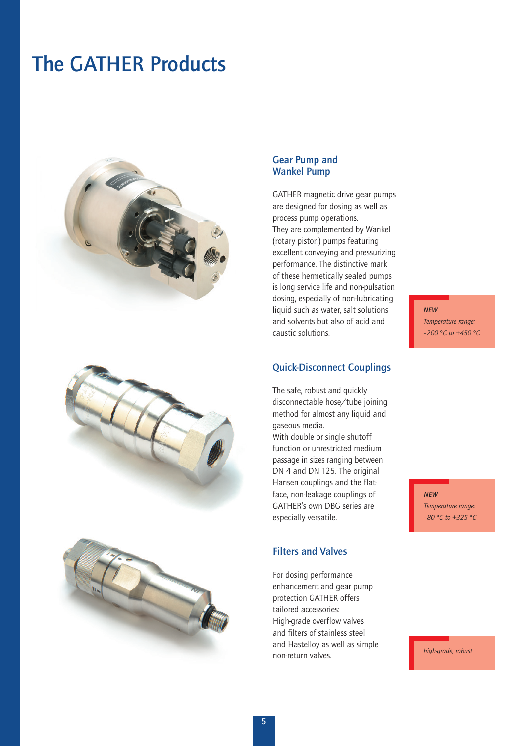# The GATHER Products

## Gear Pump and Wankel Pump

GATHER magnetic drive gear pumps are designed for dosing as well as process pump operations. They are complemented by Wankel (rotary piston) pumps featuring excellent conveying and pressurizing performance. The distinctive mark of these hermetically sealed pumps is long service life and non-pulsation dosing, especially of non-lubricating liquid such as water, salt solutions and solvents but also of acid and caustic solutions.

*NEW*
*Temperature range:*
*–200 °C to +450 °C*

## Quick-Disconnect Couplings

The safe, robust and quickly disconnectable hose/tube joining method for almost any liquid and gaseous media. With double or single shutoff function or unrestricted medium passage in sizes ranging between DN 4 and DN 125. The original Hansen couplings and the flat-face, non-leakage couplings of GATHER's own DBG series are especially versatile.

*NEW*
*Temperature range:*
*–80 °C to +325 °C*

## Filters and Valves

For dosing performance enhancement and gear pump protection GATHER offers tailored accessories: High-grade overflow valves and filters of stainless steel and Hastelloy as well as simple non-return valves.

*high-grade, robust*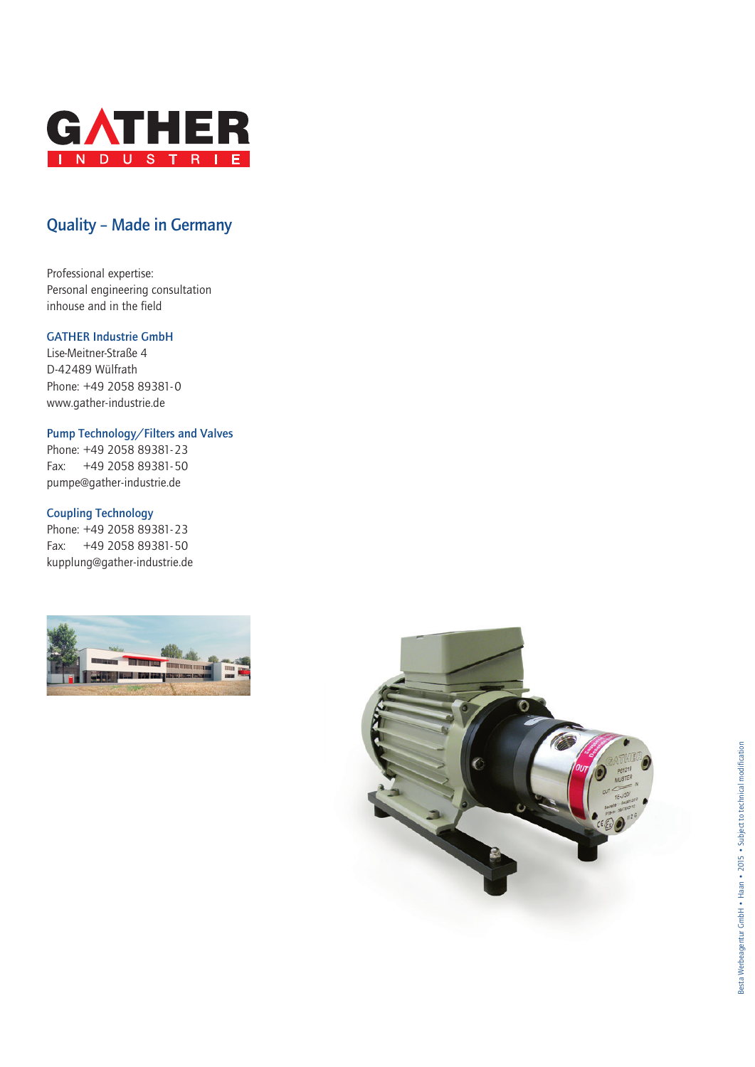# GATHER INDUSTRIE

## Quality – Made in Germany

Professional expertise:
Personal engineering consultation
inhouse and in the field

**GATHER Industrie GmbH**
Lise-Meitner-Straße 4
D-42489 Wülfrath
Phone: +49 2058 89381-0
www.gather-industrie.de

**Pump Technology/Filters and Valves**
Phone: +49 2058 89381-23
Fax: +49 2058 89381-50
pumpe@gather-industrie.de

**Coupling Technology**
Phone: +49 2058 89381-23
Fax: +49 2058 89381-50
kupplung@gather-industrie.de

Besta Werbeagentur GmbH • Haan • 2015 • Subject to technical modification